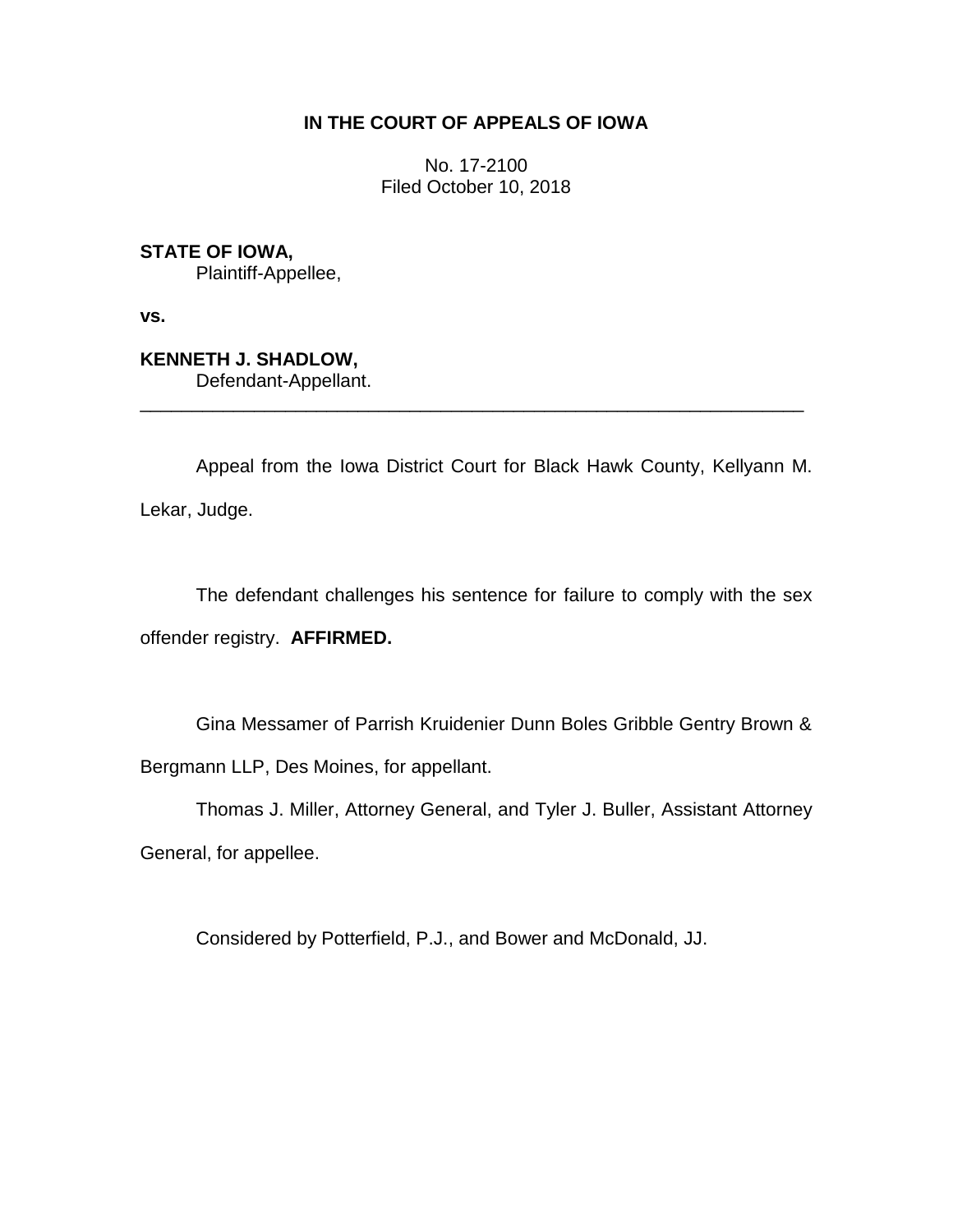**IN THE COURT OF APPEALS OF IOWA**

No. 17-2100
Filed October 10, 2018

**STATE OF IOWA,**
Plaintiff-Appellee,

**vs.**

**KENNETH J. SHADLOW,**
Defendant-Appellant.

---

Appeal from the Iowa District Court for Black Hawk County, Kellyann M. Lekar, Judge.

The defendant challenges his sentence for failure to comply with the sex offender registry. **AFFIRMED.**

Gina Messamer of Parrish Kruidenier Dunn Boles Gribble Gentry Brown & Bergmann LLP, Des Moines, for appellant.

Thomas J. Miller, Attorney General, and Tyler J. Buller, Assistant Attorney General, for appellee.

Considered by Potterfield, P.J., and Bower and McDonald, JJ.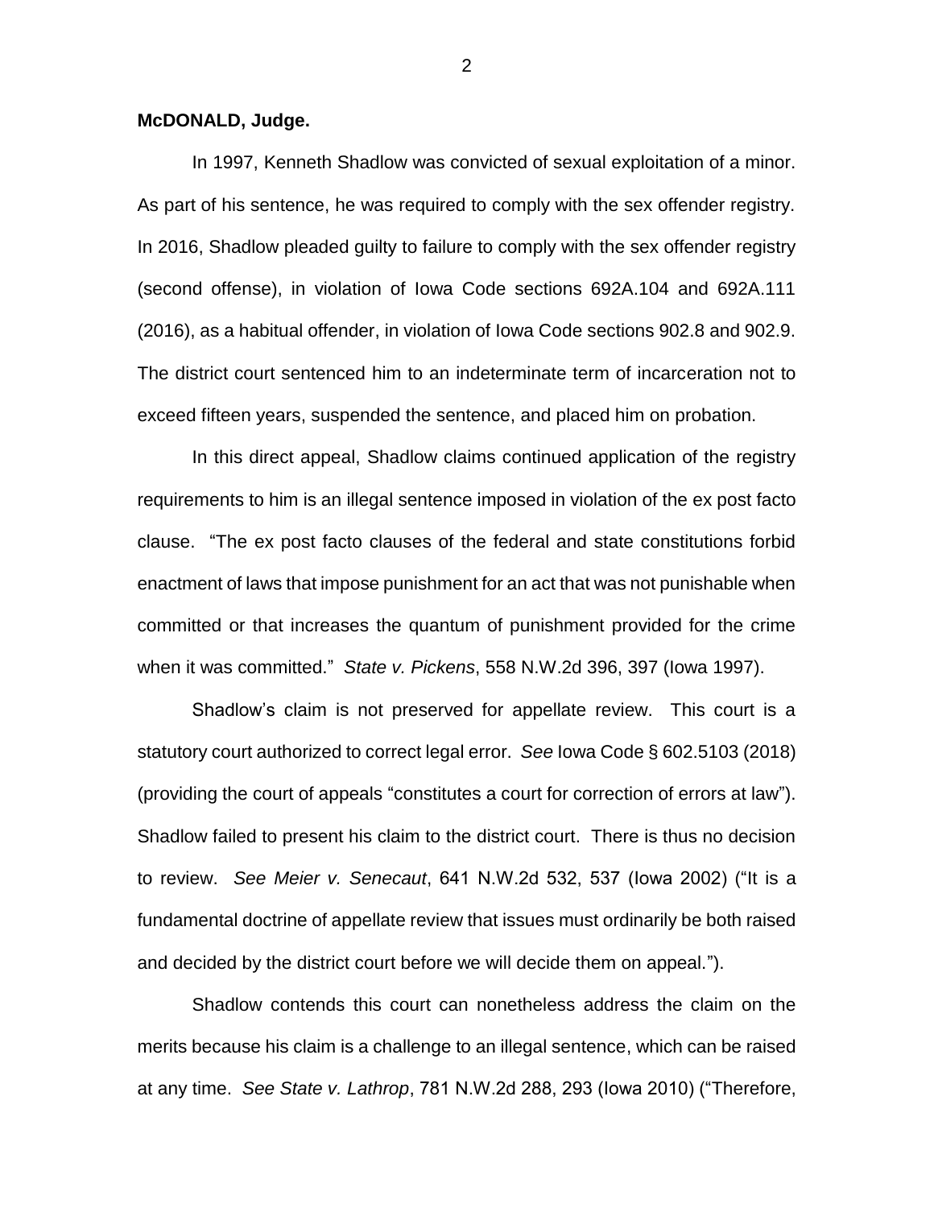**McDONALD, Judge.**

In 1997, Kenneth Shadlow was convicted of sexual exploitation of a minor. As part of his sentence, he was required to comply with the sex offender registry. In 2016, Shadlow pleaded guilty to failure to comply with the sex offender registry (second offense), in violation of Iowa Code sections 692A.104 and 692A.111 (2016), as a habitual offender, in violation of Iowa Code sections 902.8 and 902.9. The district court sentenced him to an indeterminate term of incarceration not to exceed fifteen years, suspended the sentence, and placed him on probation.

In this direct appeal, Shadlow claims continued application of the registry requirements to him is an illegal sentence imposed in violation of the ex post facto clause. "The ex post facto clauses of the federal and state constitutions forbid enactment of laws that impose punishment for an act that was not punishable when committed or that increases the quantum of punishment provided for the crime when it was committed." *State v. Pickens*, 558 N.W.2d 396, 397 (Iowa 1997).

Shadlow's claim is not preserved for appellate review. This court is a statutory court authorized to correct legal error. *See* Iowa Code § 602.5103 (2018) (providing the court of appeals "constitutes a court for correction of errors at law"). Shadlow failed to present his claim to the district court. There is thus no decision to review. *See Meier v. Senecaut*, 641 N.W.2d 532, 537 (Iowa 2002) ("It is a fundamental doctrine of appellate review that issues must ordinarily be both raised and decided by the district court before we will decide them on appeal.").

Shadlow contends this court can nonetheless address the claim on the merits because his claim is a challenge to an illegal sentence, which can be raised at any time. *See State v. Lathrop*, 781 N.W.2d 288, 293 (Iowa 2010) ("Therefore,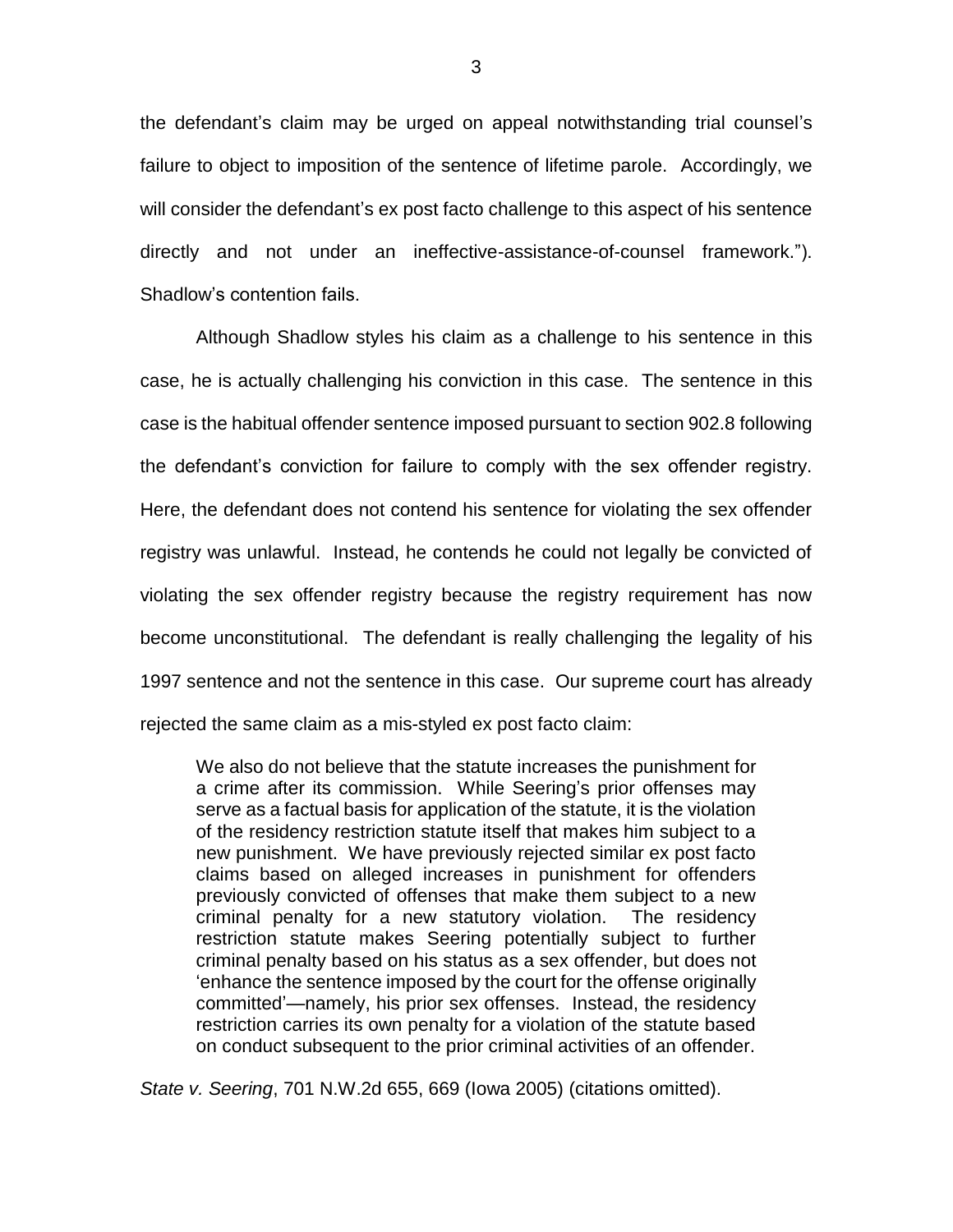the defendant's claim may be urged on appeal notwithstanding trial counsel's failure to object to imposition of the sentence of lifetime parole. Accordingly, we will consider the defendant's ex post facto challenge to this aspect of his sentence directly and not under an ineffective-assistance-of-counsel framework."). Shadlow's contention fails.

Although Shadlow styles his claim as a challenge to his sentence in this case, he is actually challenging his conviction in this case. The sentence in this case is the habitual offender sentence imposed pursuant to section 902.8 following the defendant's conviction for failure to comply with the sex offender registry. Here, the defendant does not contend his sentence for violating the sex offender registry was unlawful. Instead, he contends he could not legally be convicted of violating the sex offender registry because the registry requirement has now become unconstitutional. The defendant is really challenging the legality of his 1997 sentence and not the sentence in this case. Our supreme court has already rejected the same claim as a mis-styled ex post facto claim:

> We also do not believe that the statute increases the punishment for a crime after its commission. While Seering's prior offenses may serve as a factual basis for application of the statute, it is the violation of the residency restriction statute itself that makes him subject to a new punishment. We have previously rejected similar ex post facto claims based on alleged increases in punishment for offenders previously convicted of offenses that make them subject to a new criminal penalty for a new statutory violation. The residency restriction statute makes Seering potentially subject to further criminal penalty based on his status as a sex offender, but does not 'enhance the sentence imposed by the court for the offense originally committed'—namely, his prior sex offenses. Instead, the residency restriction carries its own penalty for a violation of the statute based on conduct subsequent to the prior criminal activities of an offender.

*State v. Seering*, 701 N.W.2d 655, 669 (Iowa 2005) (citations omitted).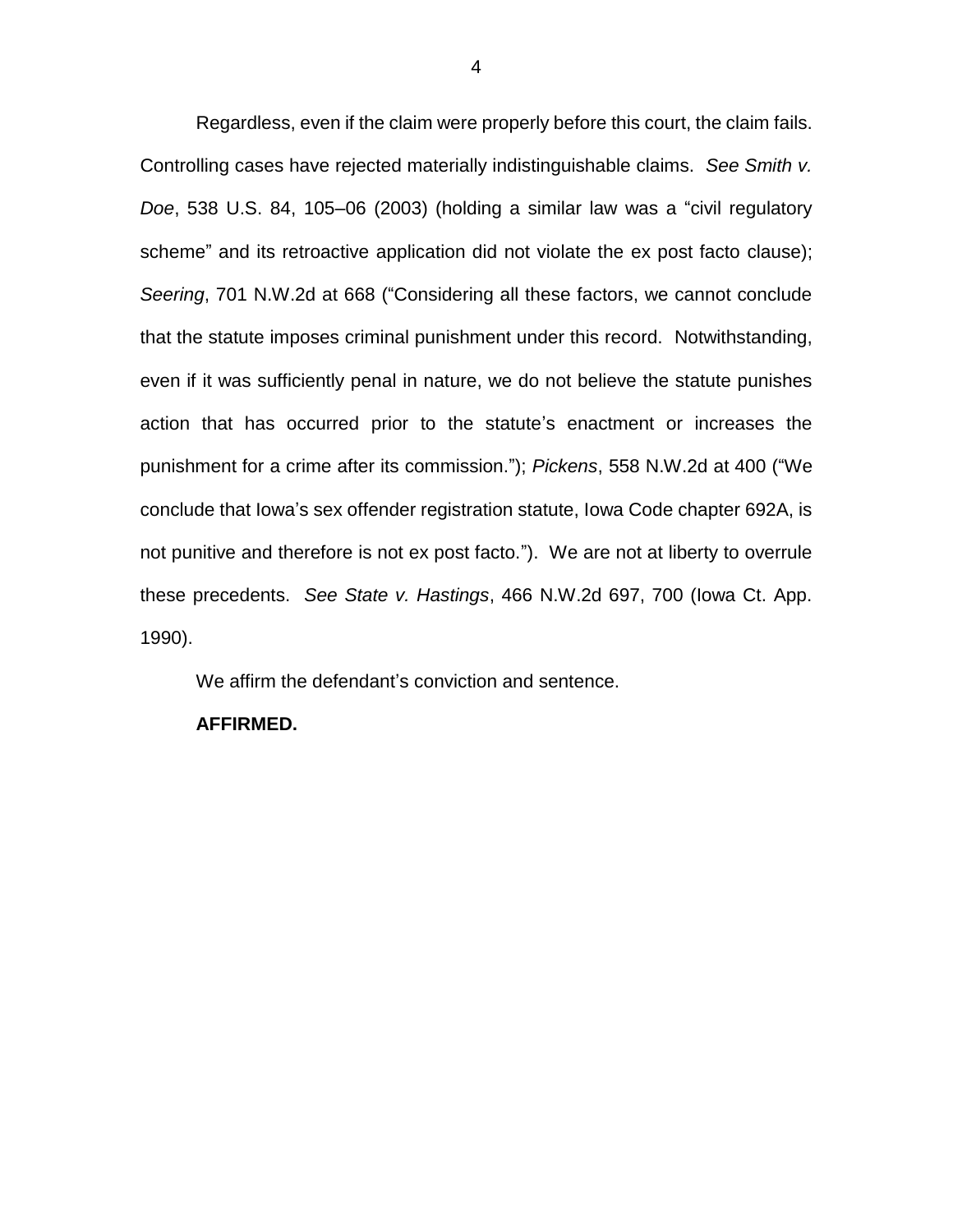Regardless, even if the claim were properly before this court, the claim fails. Controlling cases have rejected materially indistinguishable claims. *See Smith v. Doe*, 538 U.S. 84, 105–06 (2003) (holding a similar law was a "civil regulatory scheme" and its retroactive application did not violate the ex post facto clause); *Seering*, 701 N.W.2d at 668 ("Considering all these factors, we cannot conclude that the statute imposes criminal punishment under this record. Notwithstanding, even if it was sufficiently penal in nature, we do not believe the statute punishes action that has occurred prior to the statute's enactment or increases the punishment for a crime after its commission."); *Pickens*, 558 N.W.2d at 400 ("We conclude that Iowa's sex offender registration statute, Iowa Code chapter 692A, is not punitive and therefore is not ex post facto."). We are not at liberty to overrule these precedents. *See State v. Hastings*, 466 N.W.2d 697, 700 (Iowa Ct. App. 1990).

We affirm the defendant's conviction and sentence.

**AFFIRMED.**